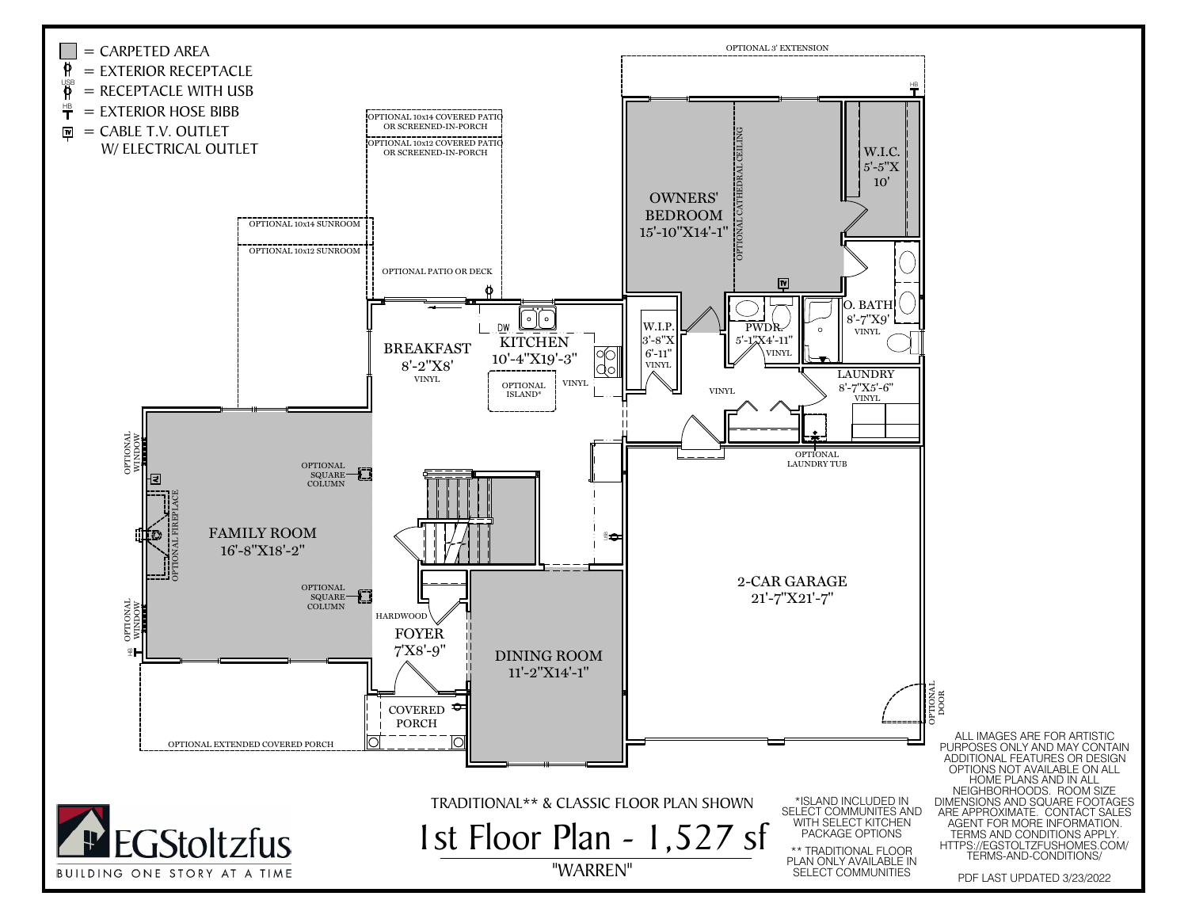- ▒ = CARPETED AREA
- = EXTERIOR RECEPTACLE
- USB = RECEPTACLE WITH USB
- HB = EXTERIOR HOSE BIBB
- TV = CABLE T.V. OUTLET W/ ELECTRICAL OUTLET

OPTIONAL 3' EXTENSION

OPTIONAL 10x14 COVERED PATIO OR SCREENED-IN-PORCH

OPTIONAL 10x12 COVERED PATIO OR SCREENED-IN-PORCH

OPTIONAL 10x14 SUNROOM

OPTIONAL 10x12 SUNROOM

OPTIONAL PATIO OR DECK

OWNERS' BEDROOM 15'-10"X14'-1"

OPTIONAL CATHEDRAL CEILING

W.I.C. 5'-5"X 10'

O. BATH 8'-7"X9' VINYL

W.I.P. 3'-8"X 6'-11" VINYL

PWDR. 5'-1"X4'-11" VINYL

LAUNDRY 8'-7"X5'-6" VINYL

VINYL

OPTIONAL LAUNDRY TUB

BREAKFAST 8'-2"X8' VINYL

DW

KITCHEN 10'-4"X19'-3"

VINYL

OPTIONAL ISLAND*

OPTIONAL WINDOW

OPTIONAL FIREPLACE

OPTIONAL SQUARE COLUMN

FAMILY ROOM 16'-8"X18'-2"

OPTIONAL SQUARE COLUMN

OPTIONAL WINDOW

HARDWOOD

FOYER 7'X8'-9"

DINING ROOM 11'-2"X14'-1"

2-CAR GARAGE 21'-7"X21'-7"

OPTIONAL DOOR

COVERED PORCH

OPTIONAL EXTENDED COVERED PORCH

ALL IMAGES ARE FOR ARTISTIC PURPOSES ONLY AND MAY CONTAIN ADDITIONAL FEATURES OR DESIGN OPTIONS NOT AVAILABLE ON ALL HOME PLANS AND IN ALL NEIGHBORHOODS. ROOM SIZE DIMENSIONS AND SQUARE FOOTAGES ARE APPROXIMATE. CONTACT SALES AGENT FOR MORE INFORMATION. TERMS AND CONDITIONS APPLY. HTTPS://EGSTOLTZFUSHOMES.COM/TERMS-AND-CONDITIONS/

PDF LAST UPDATED 3/23/2022

EGStoltzfus
BUILDING ONE STORY AT A TIME

TRADITIONAL** & CLASSIC FLOOR PLAN SHOWN

# 1st Floor Plan - 1,527 sf

"WARREN"

*ISLAND INCLUDED IN SELECT COMMUNITES AND WITH SELECT KITCHEN PACKAGE OPTIONS

** TRADITIONAL FLOOR PLAN ONLY AVAILABLE IN SELECT COMMUNITIES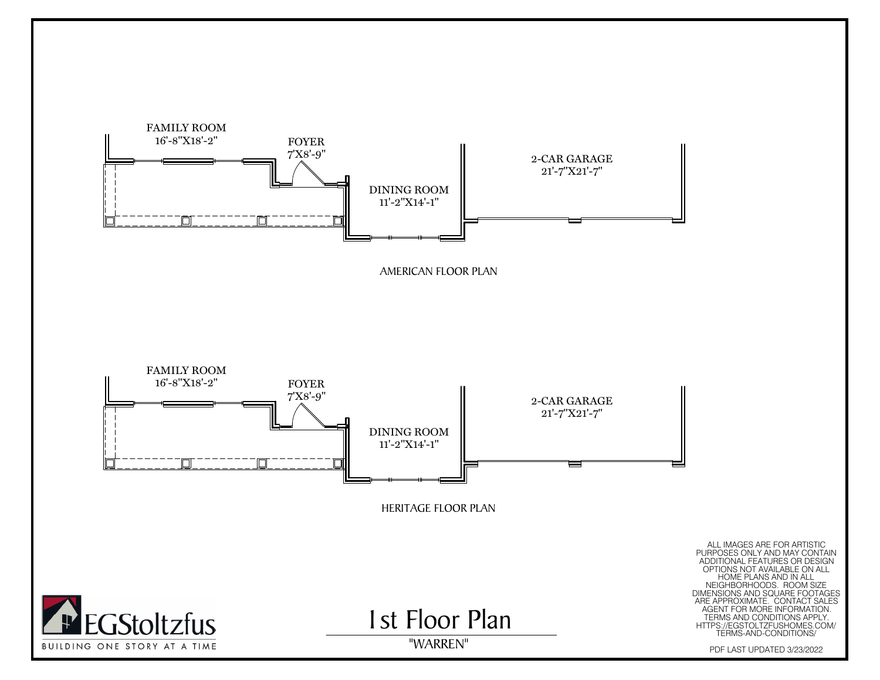FAMILY ROOM
16'-8"X18'-2"

FOYER
7'X8'-9"

DINING ROOM
11'-2"X14'-1"

2-CAR GARAGE
21'-7"X21'-7"

AMERICAN FLOOR PLAN

FAMILY ROOM
16'-8"X18'-2"

FOYER
7'X8'-9"

DINING ROOM
11'-2"X14'-1"

2-CAR GARAGE
21'-7"X21'-7"

HERITAGE FLOOR PLAN

ALL IMAGES ARE FOR ARTISTIC PURPOSES ONLY AND MAY CONTAIN ADDITIONAL FEATURES OR DESIGN OPTIONS NOT AVAILABLE ON ALL HOME PLANS AND IN ALL NEIGHBORHOODS. ROOM SIZE DIMENSIONS AND SQUARE FOOTAGES ARE APPROXIMATE. CONTACT SALES AGENT FOR MORE INFORMATION. TERMS AND CONDITIONS APPLY. HTTPS://EGSTOLTZFUSHOMES.COM/TERMS-AND-CONDITIONS/

EGStoltzfus
BUILDING ONE STORY AT A TIME

# 1st Floor Plan

"WARREN"

PDF LAST UPDATED 3/23/2022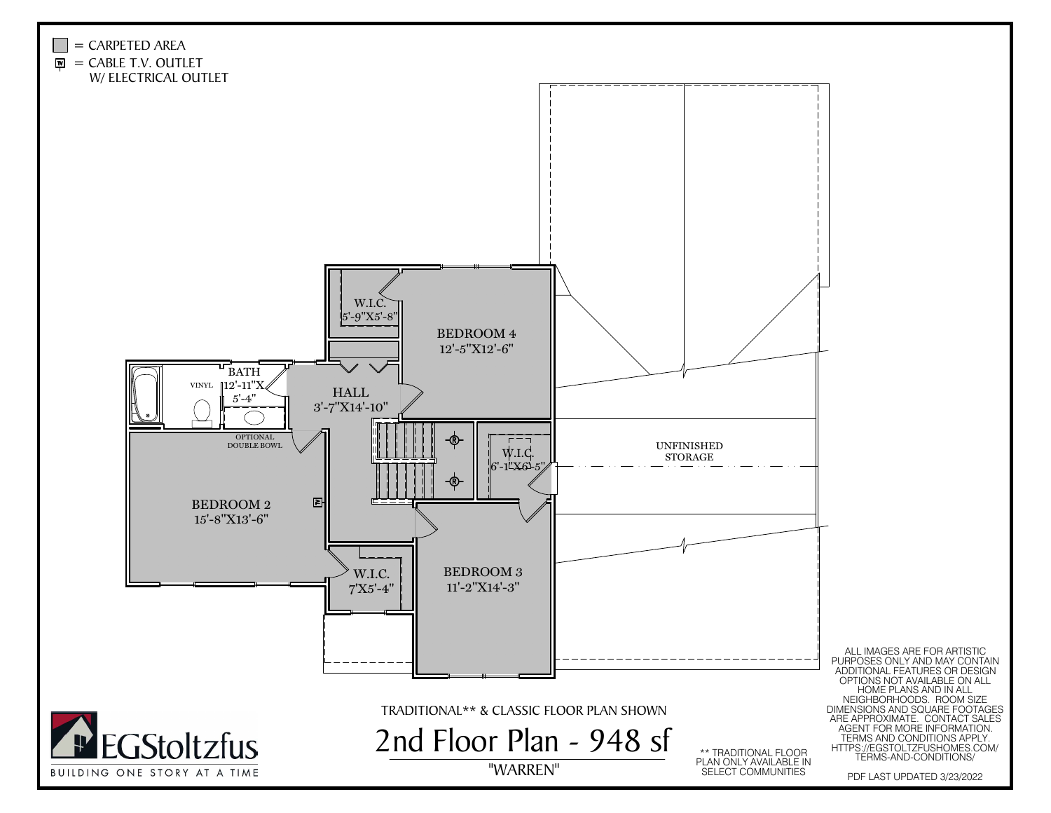■ = CARPETED AREA

TV = CABLE T.V. OUTLET W/ ELECTRICAL OUTLET

W.I.C.
5'-9"X5'-8"

BEDROOM 4
12'-5"X12'-6"

BATH
12'-11"X 5'-4"

VINYL

HALL
3'-7"X14'-10"

OPTIONAL DOUBLE BOWL

W.I.C.
6'-1"X6'-5"

UNFINISHED STORAGE

BEDROOM 2
15'-8"X13'-6"

W.I.C.
7'X5'-4"

BEDROOM 3
11'-2"X14'-3"

TRADITIONAL** & CLASSIC FLOOR PLAN SHOWN

# 2nd Floor Plan - 948 sf

"WARREN"

** TRADITIONAL FLOOR PLAN ONLY AVAILABLE IN SELECT COMMUNITIES

ALL IMAGES ARE FOR ARTISTIC PURPOSES ONLY AND MAY CONTAIN ADDITIONAL FEATURES OR DESIGN OPTIONS NOT AVAILABLE ON ALL HOME PLANS AND IN ALL NEIGHBORHOODS. ROOM SIZE DIMENSIONS AND SQUARE FOOTAGES ARE APPROXIMATE. CONTACT SALES AGENT FOR MORE INFORMATION. TERMS AND CONDITIONS APPLY. HTTPS://EGSTOLTZFUSHOMES.COM/TERMS-AND-CONDITIONS/

PDF LAST UPDATED 3/23/2022

EGStoltzfus

BUILDING ONE STORY AT A TIME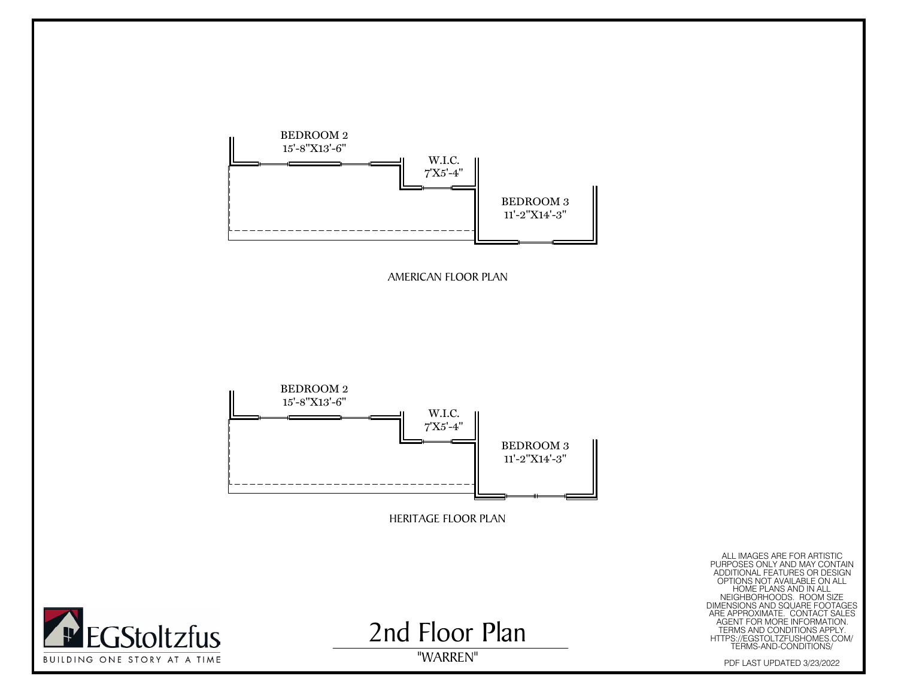BEDROOM 2
15'-8"X13'-6"

W.I.C.
7'X5'-4"

BEDROOM 3
11'-2"X14'-3"

AMERICAN FLOOR PLAN

BEDROOM 2
15'-8"X13'-6"

W.I.C.
7'X5'-4"

BEDROOM 3
11'-2"X14'-3"

HERITAGE FLOOR PLAN

ALL IMAGES ARE FOR ARTISTIC PURPOSES ONLY AND MAY CONTAIN ADDITIONAL FEATURES OR DESIGN OPTIONS NOT AVAILABLE ON ALL HOME PLANS AND IN ALL NEIGHBORHOODS. ROOM SIZE DIMENSIONS AND SQUARE FOOTAGES ARE APPROXIMATE. CONTACT SALES AGENT FOR MORE INFORMATION. TERMS AND CONDITIONS APPLY. HTTPS://EGSTOLTZFUSHOMES.COM/TERMS-AND-CONDITIONS/

EGStoltzfus

BUILDING ONE STORY AT A TIME

# 2nd Floor Plan

"WARREN"

PDF LAST UPDATED 3/23/2022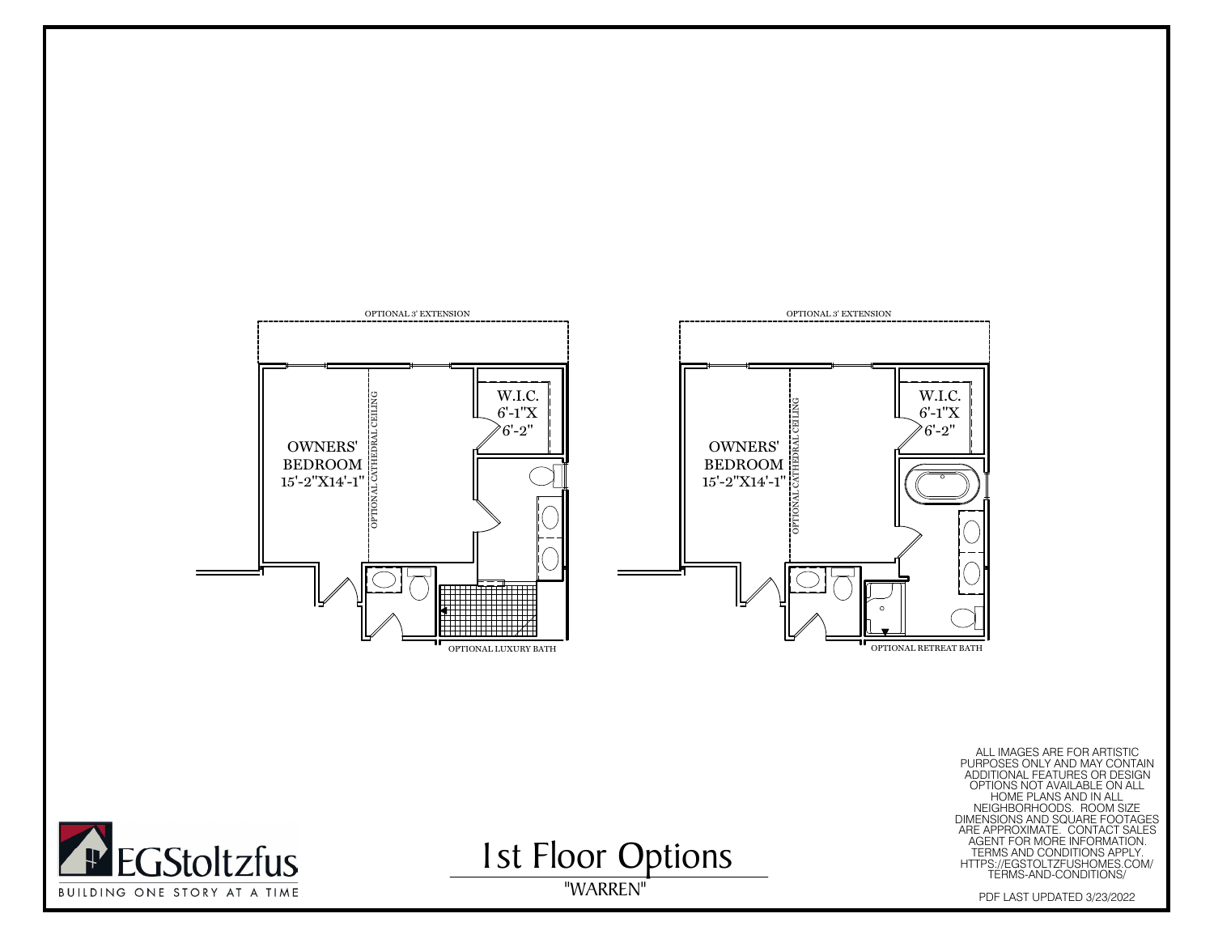OPTIONAL 3' EXTENSION

OWNERS' BEDROOM 15'-2"X14'-1"

OPTIONAL CATHEDRAL CEILING

W.I.C. 6'-1"X 6'-2"

OPTIONAL LUXURY BATH

OPTIONAL 3' EXTENSION

OWNERS' BEDROOM 15'-2"X14'-1"

OPTIONAL CATHEDRAL CEILING

W.I.C. 6'-1"X 6'-2"

OPTIONAL RETREAT BATH

ALL IMAGES ARE FOR ARTISTIC PURPOSES ONLY AND MAY CONTAIN ADDITIONAL FEATURES OR DESIGN OPTIONS NOT AVAILABLE ON ALL HOME PLANS AND IN ALL NEIGHBORHOODS. ROOM SIZE DIMENSIONS AND SQUARE FOOTAGES ARE APPROXIMATE. CONTACT SALES AGENT FOR MORE INFORMATION. TERMS AND CONDITIONS APPLY. HTTPS://EGSTOLTZFUSHOMES.COM/TERMS-AND-CONDITIONS/

EGStoltzfus

BUILDING ONE STORY AT A TIME

# 1st Floor Options

"WARREN"

PDF LAST UPDATED 3/23/2022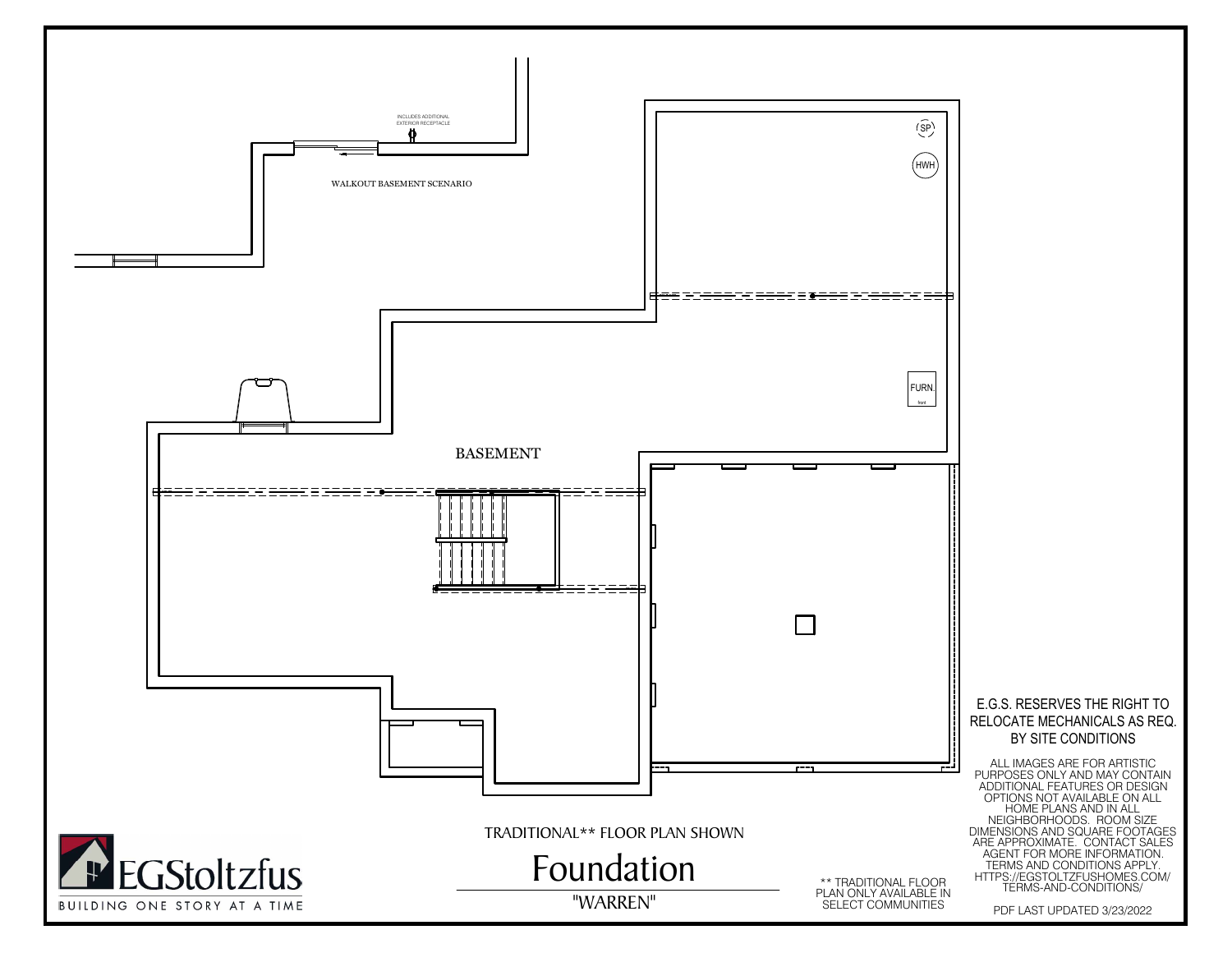INCLUDES ADDITIONAL EXTERIOR RECEPTACLE

WALKOUT BASEMENT SCENARIO

SP

HWH

FURN.

front

BASEMENT

E.G.S. RESERVES THE RIGHT TO RELOCATE MECHANICALS AS REQ. BY SITE CONDITIONS

ALL IMAGES ARE FOR ARTISTIC PURPOSES ONLY AND MAY CONTAIN ADDITIONAL FEATURES OR DESIGN OPTIONS NOT AVAILABLE ON ALL HOME PLANS AND IN ALL NEIGHBORHOODS. ROOM SIZE DIMENSIONS AND SQUARE FOOTAGES ARE APPROXIMATE. CONTACT SALES AGENT FOR MORE INFORMATION. TERMS AND CONDITIONS APPLY. HTTPS://EGSTOLTZFUSHOMES.COM/TERMS-AND-CONDITIONS/

TRADITIONAL** FLOOR PLAN SHOWN

# Foundation

"WARREN"

** TRADITIONAL FLOOR PLAN ONLY AVAILABLE IN SELECT COMMUNITIES

EGStoltzfus

BUILDING ONE STORY AT A TIME

PDF LAST UPDATED 3/23/2022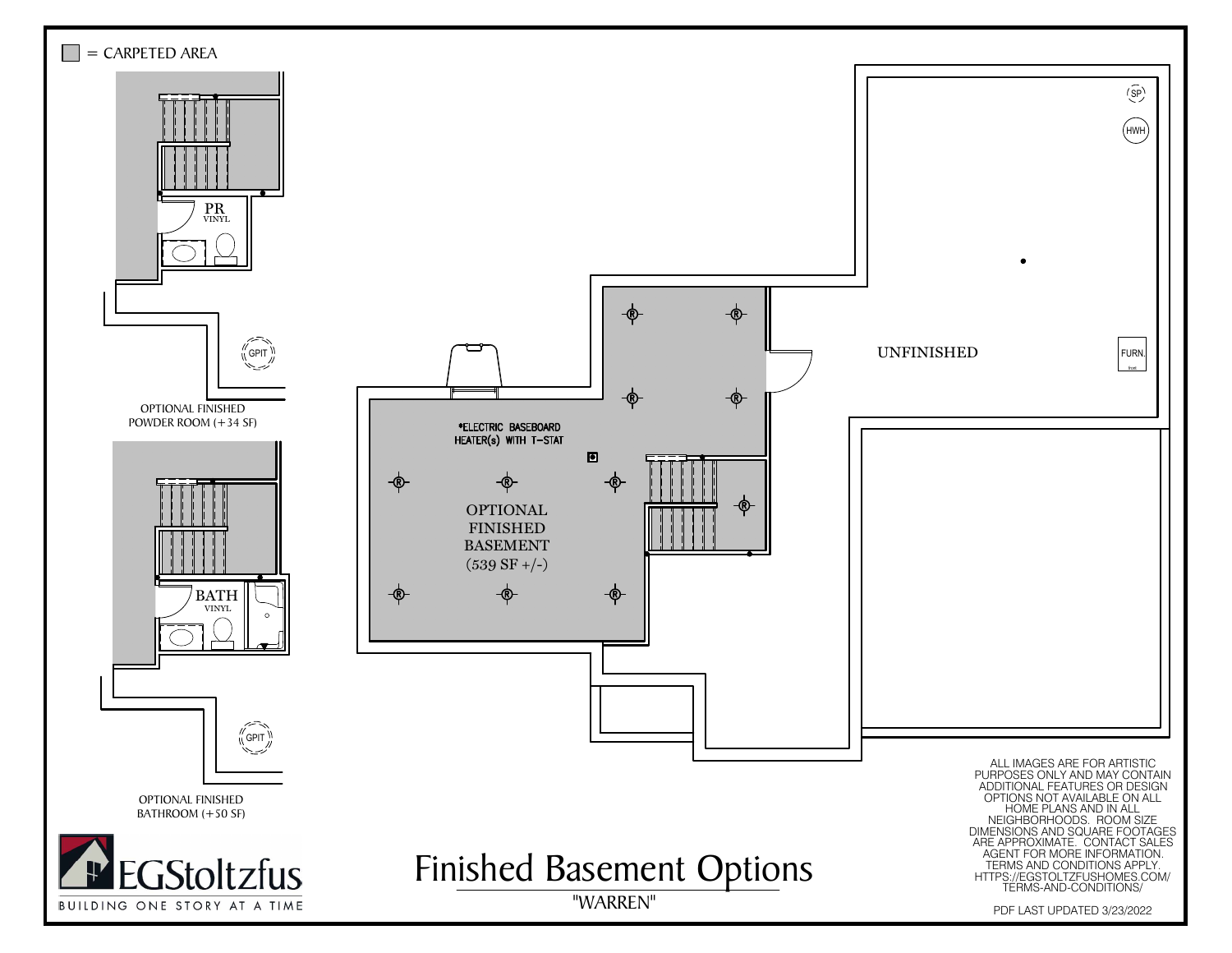■ = CARPETED AREA

PR
VINYL

GPIT

OPTIONAL FINISHED
POWDER ROOM (+34 SF)

BATH
VINYL

GPIT

OPTIONAL FINISHED
BATHROOM (+50 SF)

*ELECTRIC BASEBOARD
HEATER(s) WITH T-STAT

OPTIONAL
FINISHED
BASEMENT
(539 SF +/-)

UNFINISHED

SP

HWH

FURN.

EGStoltzfus
BUILDING ONE STORY AT A TIME

# Finished Basement Options

"WARREN"

ALL IMAGES ARE FOR ARTISTIC PURPOSES ONLY AND MAY CONTAIN ADDITIONAL FEATURES OR DESIGN OPTIONS NOT AVAILABLE ON ALL HOME PLANS AND IN ALL NEIGHBORHOODS. ROOM SIZE DIMENSIONS AND SQUARE FOOTAGES ARE APPROXIMATE. CONTACT SALES AGENT FOR MORE INFORMATION. TERMS AND CONDITIONS APPLY. HTTPS://EGSTOLTZFUSHOMES.COM/TERMS-AND-CONDITIONS/

PDF LAST UPDATED 3/23/2022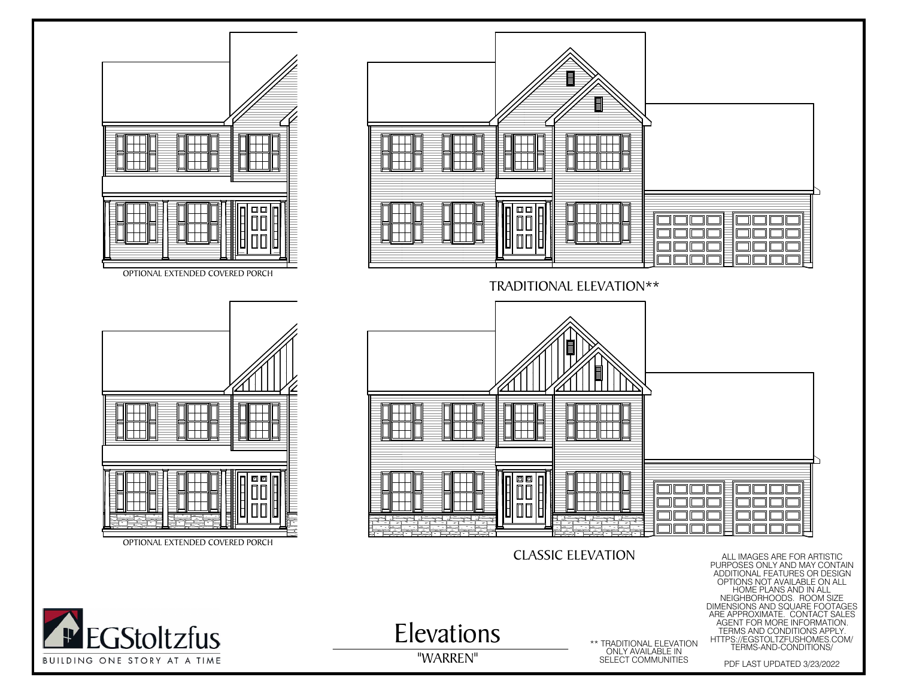OPTIONAL EXTENDED COVERED PORCH

TRADITIONAL ELEVATION**

OPTIONAL EXTENDED COVERED PORCH

CLASSIC ELEVATION

ALL IMAGES ARE FOR ARTISTIC PURPOSES ONLY AND MAY CONTAIN ADDITIONAL FEATURES OR DESIGN OPTIONS NOT AVAILABLE ON ALL HOME PLANS AND IN ALL NEIGHBORHOODS. ROOM SIZE DIMENSIONS AND SQUARE FOOTAGES ARE APPROXIMATE. CONTACT SALES AGENT FOR MORE INFORMATION. TERMS AND CONDITIONS APPLY. HTTPS://EGSTOLTZFUSHOMES.COM/TERMS-AND-CONDITIONS/

EGStoltzfus
BUILDING ONE STORY AT A TIME

# Elevations

"WARREN"

** TRADITIONAL ELEVATION ONLY AVAILABLE IN SELECT COMMUNITIES

PDF LAST UPDATED 3/23/2022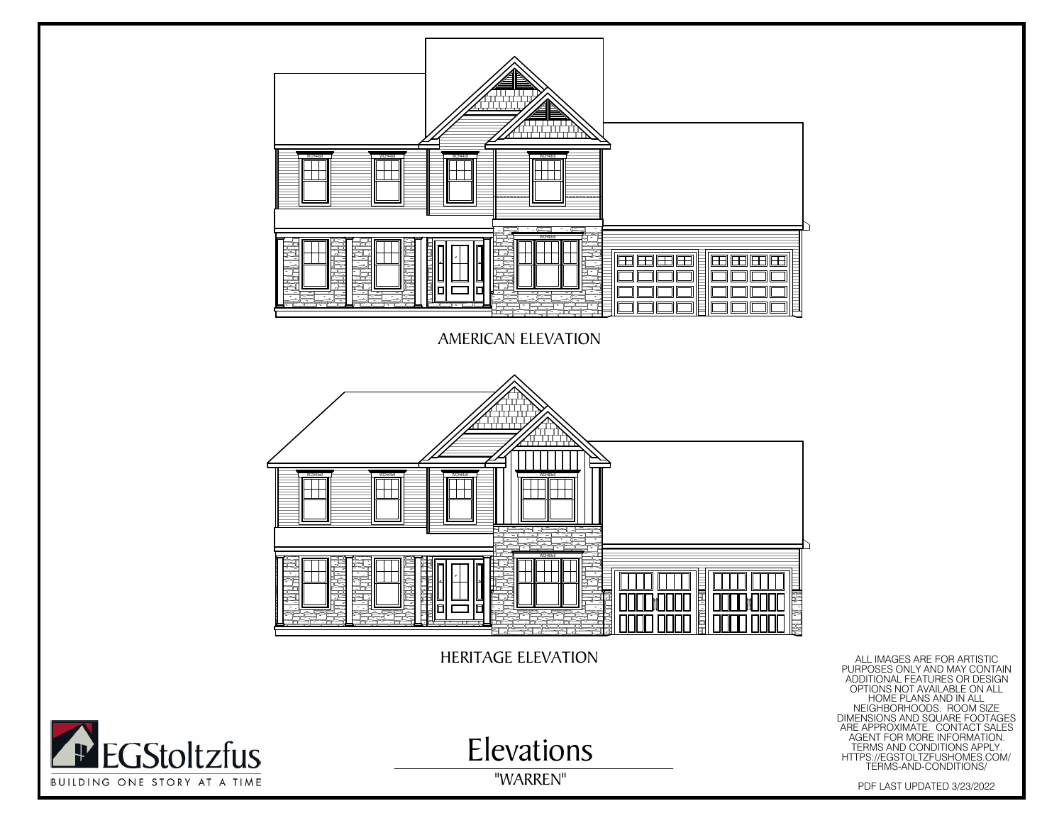AMERICAN ELEVATION

HERITAGE ELEVATION

EGStoltzfus

BUILDING ONE STORY AT A TIME

# Elevations

"WARREN"

ALL IMAGES ARE FOR ARTISTIC PURPOSES ONLY AND MAY CONTAIN ADDITIONAL FEATURES OR DESIGN OPTIONS NOT AVAILABLE ON ALL HOME PLANS AND IN ALL NEIGHBORHOODS. ROOM SIZE DIMENSIONS AND SQUARE FOOTAGES ARE APPROXIMATE. CONTACT SALES AGENT FOR MORE INFORMATION. TERMS AND CONDITIONS APPLY. HTTPS://EGSTOLTZFUSHOMES.COM/TERMS-AND-CONDITIONS/

PDF LAST UPDATED 3/23/2022